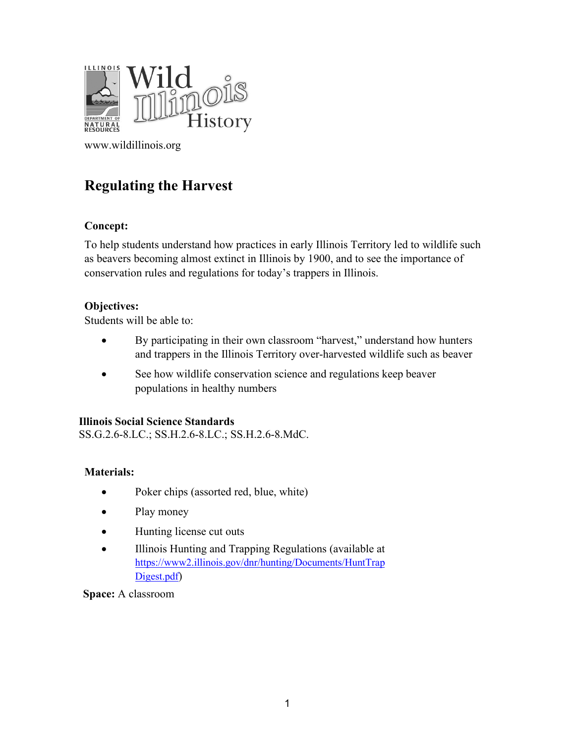ILLINOIS DEPARTMENT OF NATURAL RESOURCES

Wild Illinois History

www.wildillinois.org

# Regulating the Harvest

**Concept:**

To help students understand how practices in early Illinois Territory led to wildlife such as beavers becoming almost extinct in Illinois by 1900, and to see the importance of conservation rules and regulations for today's trappers in Illinois.

**Objectives:**

Students will be able to:

- By participating in their own classroom "harvest," understand how hunters and trappers in the Illinois Territory over-harvested wildlife such as beaver
- See how wildlife conservation science and regulations keep beaver populations in healthy numbers

**Illinois Social Science Standards**

SS.G.2.6-8.LC.; SS.H.2.6-8.LC.; SS.H.2.6-8.MdC.

**Materials:**

- Poker chips (assorted red, blue, white)
- Play money
- Hunting license cut outs
- Illinois Hunting and Trapping Regulations (available at https://www2.illinois.gov/dnr/hunting/Documents/HuntTrapDigest.pdf)

**Space:** A classroom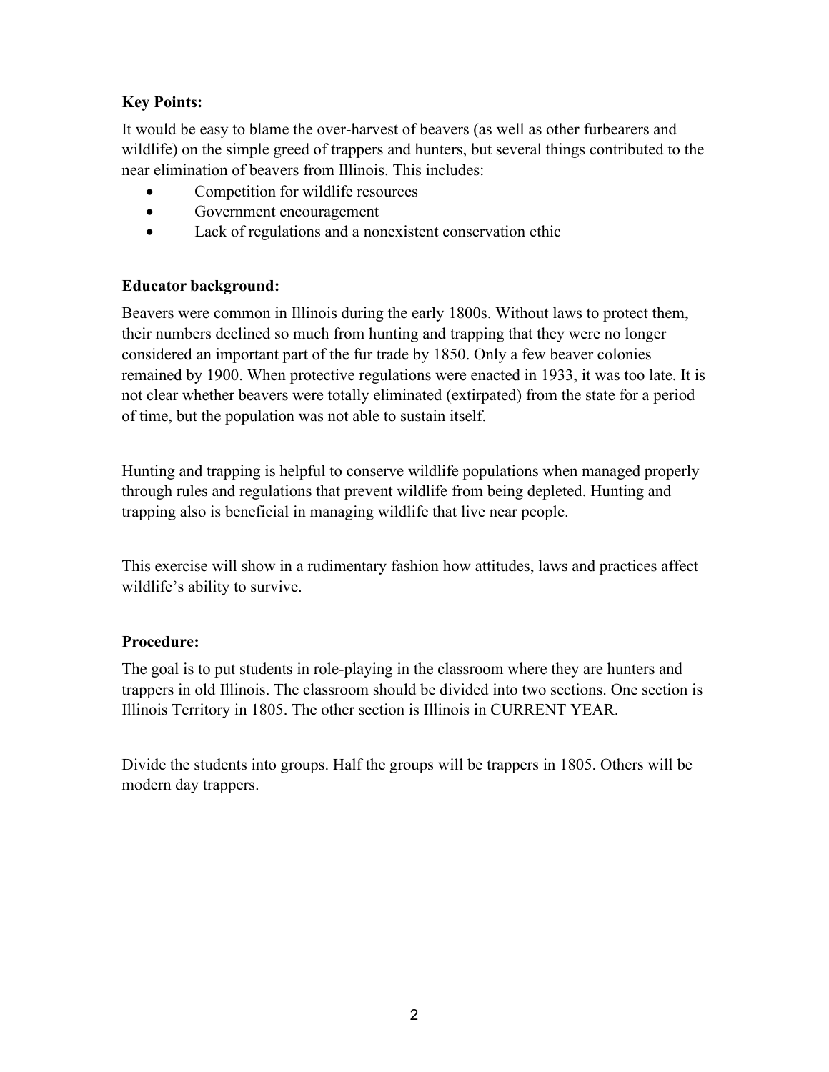**Key Points:**

It would be easy to blame the over-harvest of beavers (as well as other furbearers and wildlife) on the simple greed of trappers and hunters, but several things contributed to the near elimination of beavers from Illinois. This includes:

- Competition for wildlife resources
- Government encouragement
- Lack of regulations and a nonexistent conservation ethic

**Educator background:**

Beavers were common in Illinois during the early 1800s. Without laws to protect them, their numbers declined so much from hunting and trapping that they were no longer considered an important part of the fur trade by 1850. Only a few beaver colonies remained by 1900. When protective regulations were enacted in 1933, it was too late. It is not clear whether beavers were totally eliminated (extirpated) from the state for a period of time, but the population was not able to sustain itself.

Hunting and trapping is helpful to conserve wildlife populations when managed properly through rules and regulations that prevent wildlife from being depleted. Hunting and trapping also is beneficial in managing wildlife that live near people.

This exercise will show in a rudimentary fashion how attitudes, laws and practices affect wildlife's ability to survive.

**Procedure:**

The goal is to put students in role-playing in the classroom where they are hunters and trappers in old Illinois. The classroom should be divided into two sections. One section is Illinois Territory in 1805. The other section is Illinois in CURRENT YEAR.

Divide the students into groups. Half the groups will be trappers in 1805. Others will be modern day trappers.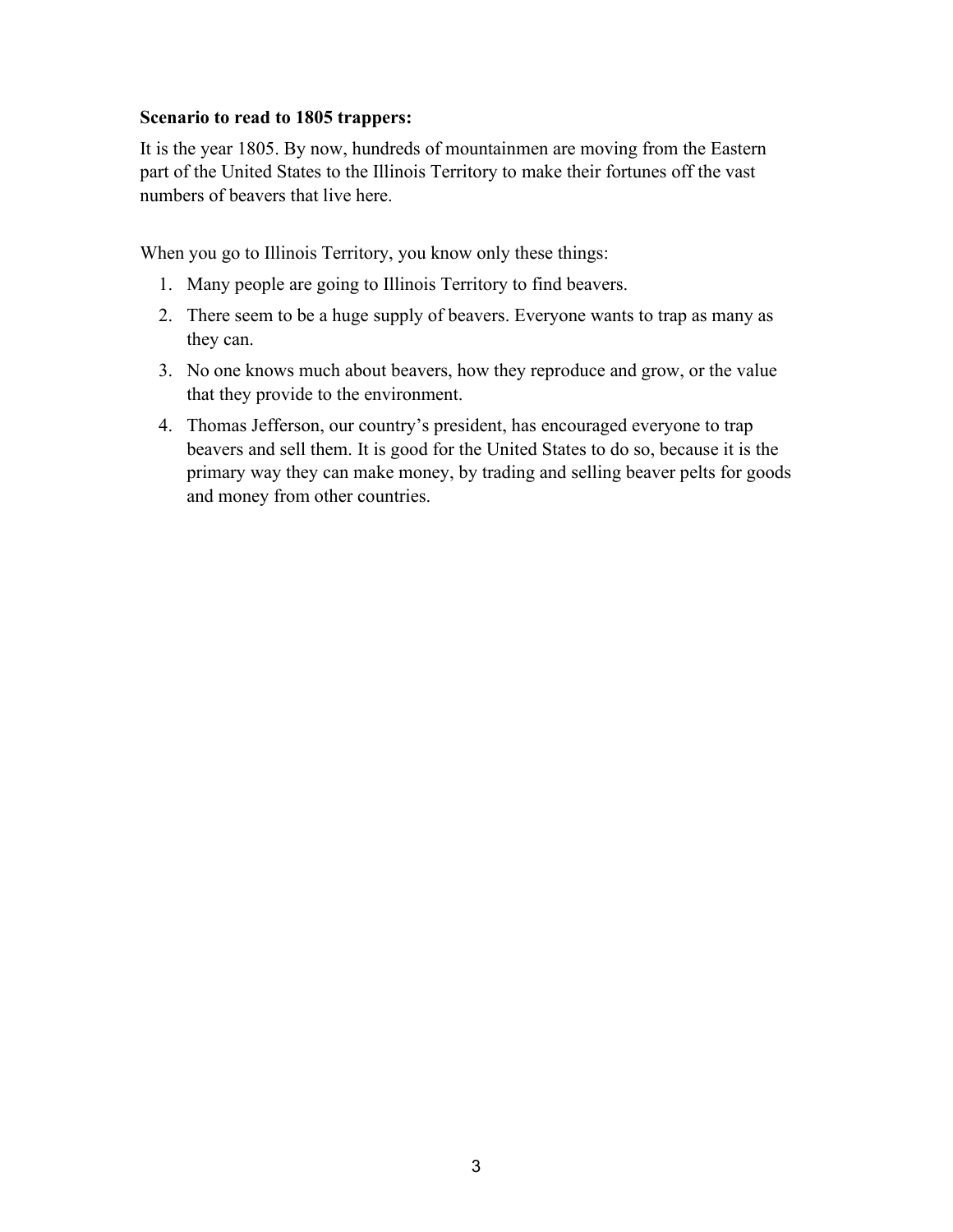**Scenario to read to 1805 trappers:**

It is the year 1805. By now, hundreds of mountainmen are moving from the Eastern part of the United States to the Illinois Territory to make their fortunes off the vast numbers of beavers that live here.

When you go to Illinois Territory, you know only these things:

1. Many people are going to Illinois Territory to find beavers.
2. There seem to be a huge supply of beavers. Everyone wants to trap as many as they can.
3. No one knows much about beavers, how they reproduce and grow, or the value that they provide to the environment.
4. Thomas Jefferson, our country's president, has encouraged everyone to trap beavers and sell them. It is good for the United States to do so, because it is the primary way they can make money, by trading and selling beaver pelts for goods and money from other countries.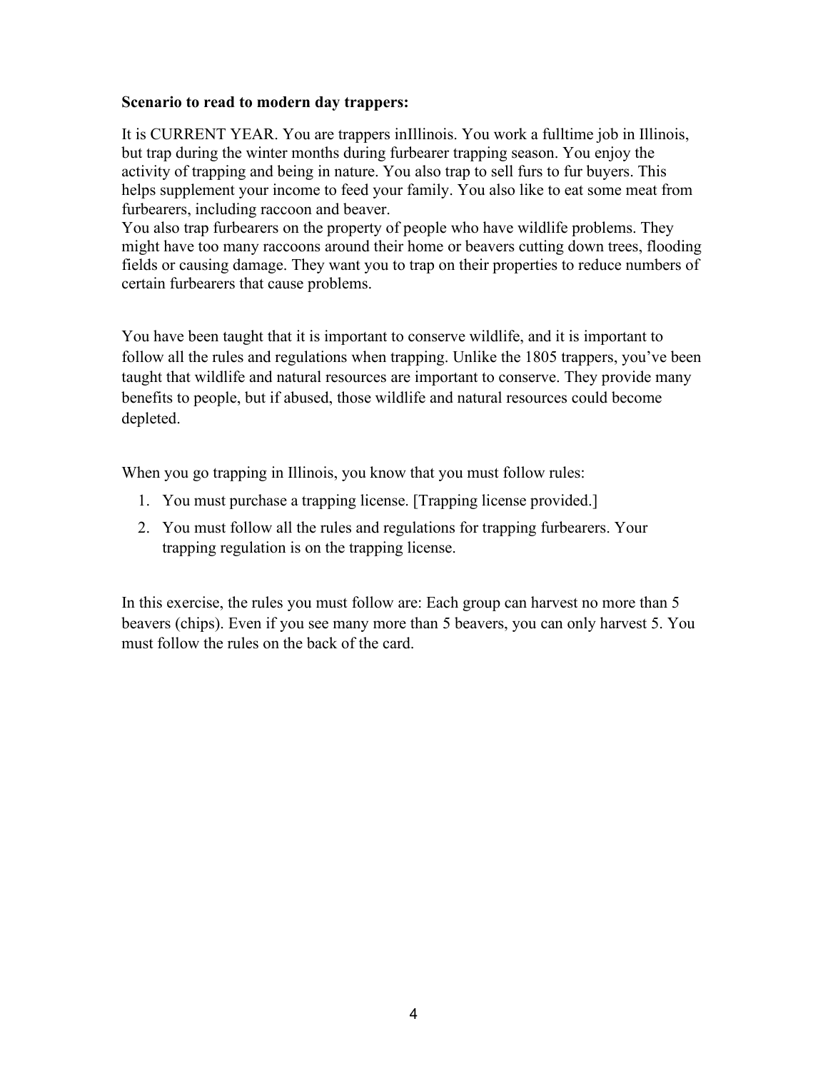**Scenario to read to modern day trappers:**

It is CURRENT YEAR. You are trappers inIllinois. You work a fulltime job in Illinois, but trap during the winter months during furbearer trapping season. You enjoy the activity of trapping and being in nature. You also trap to sell furs to fur buyers. This helps supplement your income to feed your family. You also like to eat some meat from furbearers, including raccoon and beaver.
You also trap furbearers on the property of people who have wildlife problems. They might have too many raccoons around their home or beavers cutting down trees, flooding fields or causing damage. They want you to trap on their properties to reduce numbers of certain furbearers that cause problems.

You have been taught that it is important to conserve wildlife, and it is important to follow all the rules and regulations when trapping. Unlike the 1805 trappers, you've been taught that wildlife and natural resources are important to conserve. They provide many benefits to people, but if abused, those wildlife and natural resources could become depleted.

When you go trapping in Illinois, you know that you must follow rules:

1. You must purchase a trapping license. [Trapping license provided.]
2. You must follow all the rules and regulations for trapping furbearers. Your trapping regulation is on the trapping license.

In this exercise, the rules you must follow are: Each group can harvest no more than 5 beavers (chips). Even if you see many more than 5 beavers, you can only harvest 5. You must follow the rules on the back of the card.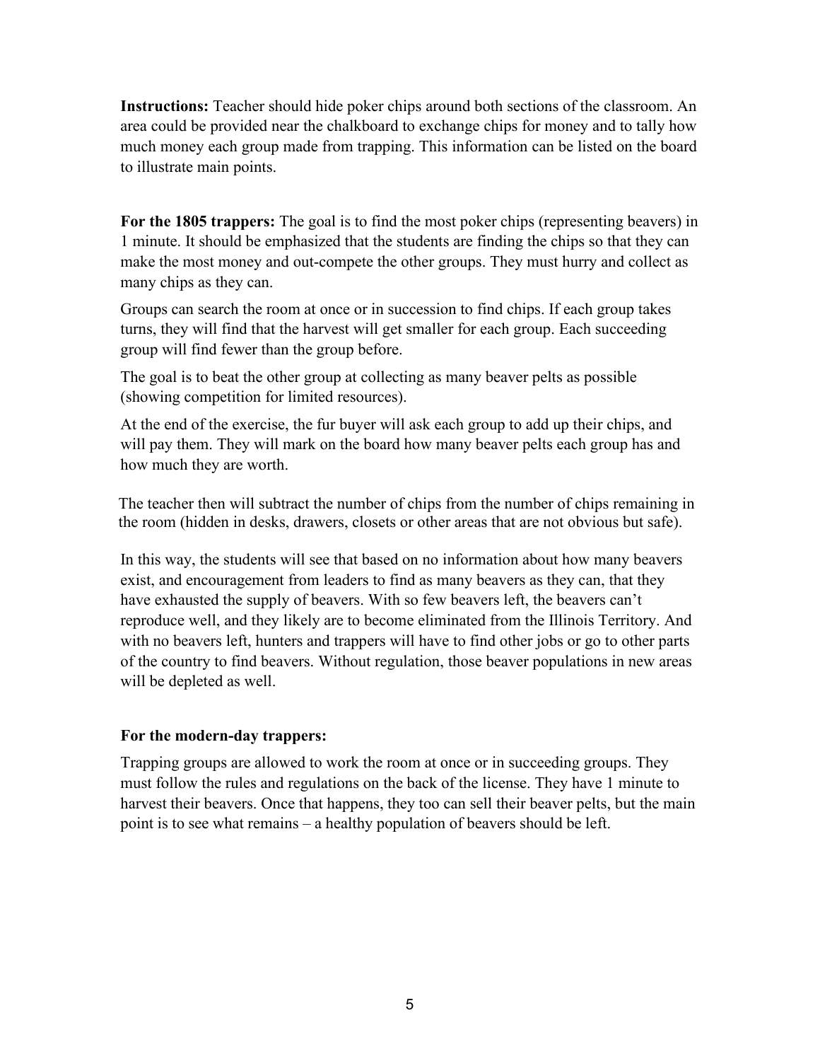**Instructions:** Teacher should hide poker chips around both sections of the classroom. An area could be provided near the chalkboard to exchange chips for money and to tally how much money each group made from trapping. This information can be listed on the board to illustrate main points.

**For the 1805 trappers:** The goal is to find the most poker chips (representing beavers) in 1 minute. It should be emphasized that the students are finding the chips so that they can make the most money and out-compete the other groups. They must hurry and collect as many chips as they can.

Groups can search the room at once or in succession to find chips. If each group takes turns, they will find that the harvest will get smaller for each group. Each succeeding group will find fewer than the group before.

The goal is to beat the other group at collecting as many beaver pelts as possible (showing competition for limited resources).

At the end of the exercise, the fur buyer will ask each group to add up their chips, and will pay them. They will mark on the board how many beaver pelts each group has and how much they are worth.

The teacher then will subtract the number of chips from the number of chips remaining in the room (hidden in desks, drawers, closets or other areas that are not obvious but safe).

In this way, the students will see that based on no information about how many beavers exist, and encouragement from leaders to find as many beavers as they can, that they have exhausted the supply of beavers. With so few beavers left, the beavers can't reproduce well, and they likely are to become eliminated from the Illinois Territory. And with no beavers left, hunters and trappers will have to find other jobs or go to other parts of the country to find beavers. Without regulation, those beaver populations in new areas will be depleted as well.

**For the modern-day trappers:**

Trapping groups are allowed to work the room at once or in succeeding groups. They must follow the rules and regulations on the back of the license. They have 1 minute to harvest their beavers. Once that happens, they too can sell their beaver pelts, but the main point is to see what remains – a healthy population of beavers should be left.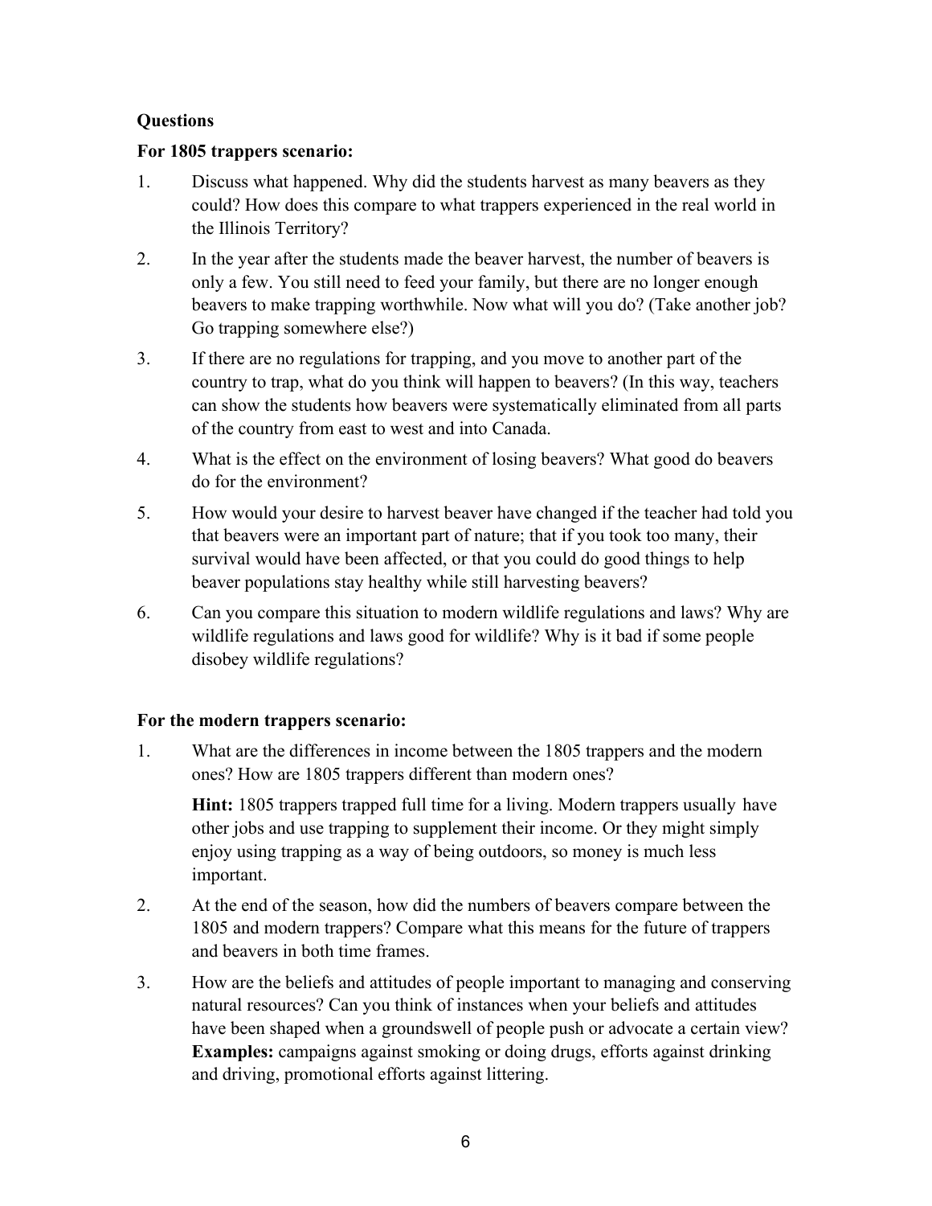**Questions**

**For 1805 trappers scenario:**

1. Discuss what happened. Why did the students harvest as many beavers as they could? How does this compare to what trappers experienced in the real world in the Illinois Territory?
2. In the year after the students made the beaver harvest, the number of beavers is only a few. You still need to feed your family, but there are no longer enough beavers to make trapping worthwhile. Now what will you do? (Take another job? Go trapping somewhere else?)
3. If there are no regulations for trapping, and you move to another part of the country to trap, what do you think will happen to beavers? (In this way, teachers can show the students how beavers were systematically eliminated from all parts of the country from east to west and into Canada.
4. What is the effect on the environment of losing beavers? What good do beavers do for the environment?
5. How would your desire to harvest beaver have changed if the teacher had told you that beavers were an important part of nature; that if you took too many, their survival would have been affected, or that you could do good things to help beaver populations stay healthy while still harvesting beavers?
6. Can you compare this situation to modern wildlife regulations and laws? Why are wildlife regulations and laws good for wildlife? Why is it bad if some people disobey wildlife regulations?

**For the modern trappers scenario:**

1. What are the differences in income between the 1805 trappers and the modern ones? How are 1805 trappers different than modern ones?

   **Hint:** 1805 trappers trapped full time for a living. Modern trappers usually have other jobs and use trapping to supplement their income. Or they might simply enjoy using trapping as a way of being outdoors, so money is much less important.

2. At the end of the season, how did the numbers of beavers compare between the 1805 and modern trappers? Compare what this means for the future of trappers and beavers in both time frames.
3. How are the beliefs and attitudes of people important to managing and conserving natural resources? Can you think of instances when your beliefs and attitudes have been shaped when a groundswell of people push or advocate a certain view? **Examples:** campaigns against smoking or doing drugs, efforts against drinking and driving, promotional efforts against littering.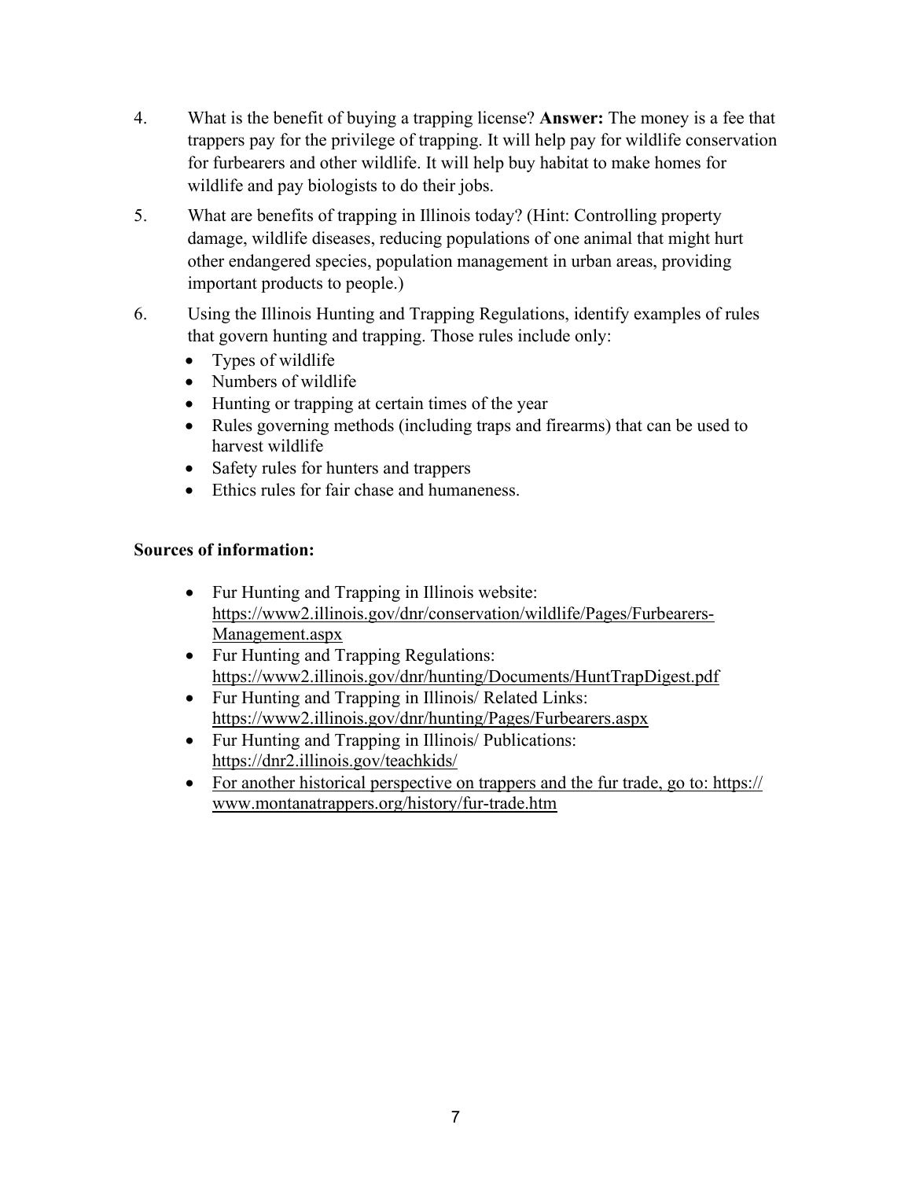4. What is the benefit of buying a trapping license? **Answer:** The money is a fee that trappers pay for the privilege of trapping. It will help pay for wildlife conservation for furbearers and other wildlife. It will help buy habitat to make homes for wildlife and pay biologists to do their jobs.

5. What are benefits of trapping in Illinois today? (Hint: Controlling property damage, wildlife diseases, reducing populations of one animal that might hurt other endangered species, population management in urban areas, providing important products to people.)

6. Using the Illinois Hunting and Trapping Regulations, identify examples of rules that govern hunting and trapping. Those rules include only:
   - Types of wildlife
   - Numbers of wildlife
   - Hunting or trapping at certain times of the year
   - Rules governing methods (including traps and firearms) that can be used to harvest wildlife
   - Safety rules for hunters and trappers
   - Ethics rules for fair chase and humaneness.

**Sources of information:**

- Fur Hunting and Trapping in Illinois website: https://www2.illinois.gov/dnr/conservation/wildlife/Pages/Furbearers-Management.aspx
- Fur Hunting and Trapping Regulations: https://www2.illinois.gov/dnr/hunting/Documents/HuntTrapDigest.pdf
- Fur Hunting and Trapping in Illinois/ Related Links: https://www2.illinois.gov/dnr/hunting/Pages/Furbearers.aspx
- Fur Hunting and Trapping in Illinois/ Publications: https://dnr2.illinois.gov/teachkids/
- For another historical perspective on trappers and the fur trade, go to: https://www.montanatrappers.org/history/fur-trade.htm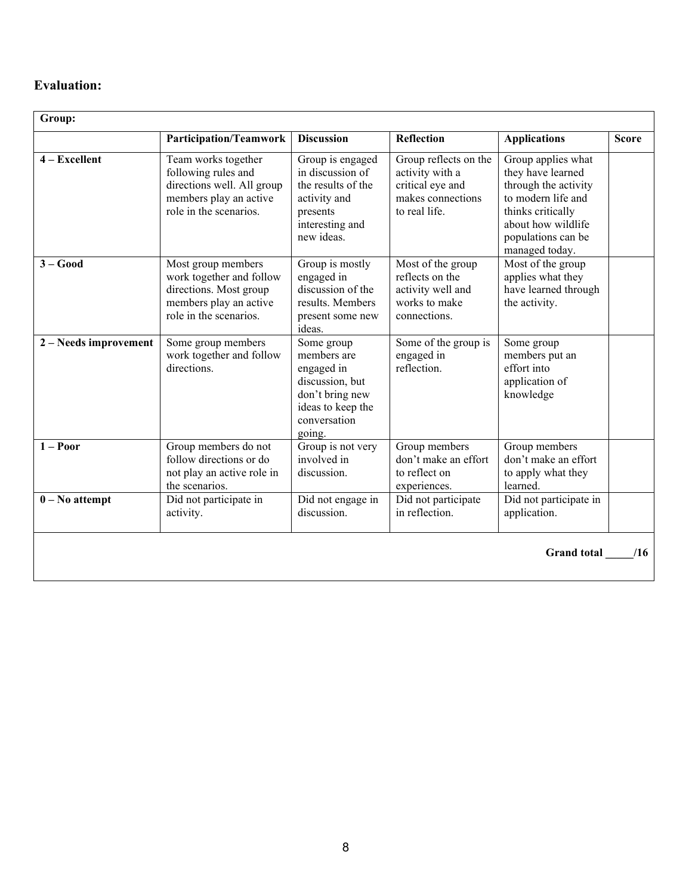## Evaluation:

| Group: | | | | | |
|---|---|---|---|---|---|
| | **Participation/Teamwork** | **Discussion** | **Reflection** | **Applications** | **Score** |
| **4 – Excellent** | Team works together following rules and directions well. All group members play an active role in the scenarios. | Group is engaged in discussion of the results of the activity and presents interesting and new ideas. | Group reflects on the activity with a critical eye and makes connections to real life. | Group applies what they have learned through the activity to modern life and thinks critically about how wildlife populations can be managed today. | |
| **3 – Good** | Most group members work together and follow directions. Most group members play an active role in the scenarios. | Group is mostly engaged in discussion of the results. Members present some new ideas. | Most of the group reflects on the activity well and works to make connections. | Most of the group applies what they have learned through the activity. | |
| **2 – Needs improvement** | Some group members work together and follow directions. | Some group members are engaged in discussion, but don't bring new ideas to keep the conversation going. | Some of the group is engaged in reflection. | Some group members put an effort into application of knowledge | |
| **1 – Poor** | Group members do not follow directions or do not play an active role in the scenarios. | Group is not very involved in discussion. | Group members don't make an effort to reflect on experiences. | Group members don't make an effort to apply what they learned. | |
| **0 – No attempt** | Did not participate in activity. | Did not engage in discussion. | Did not participate in reflection. | Did not participate in application. | |
| | | | | | **Grand total _____/16** |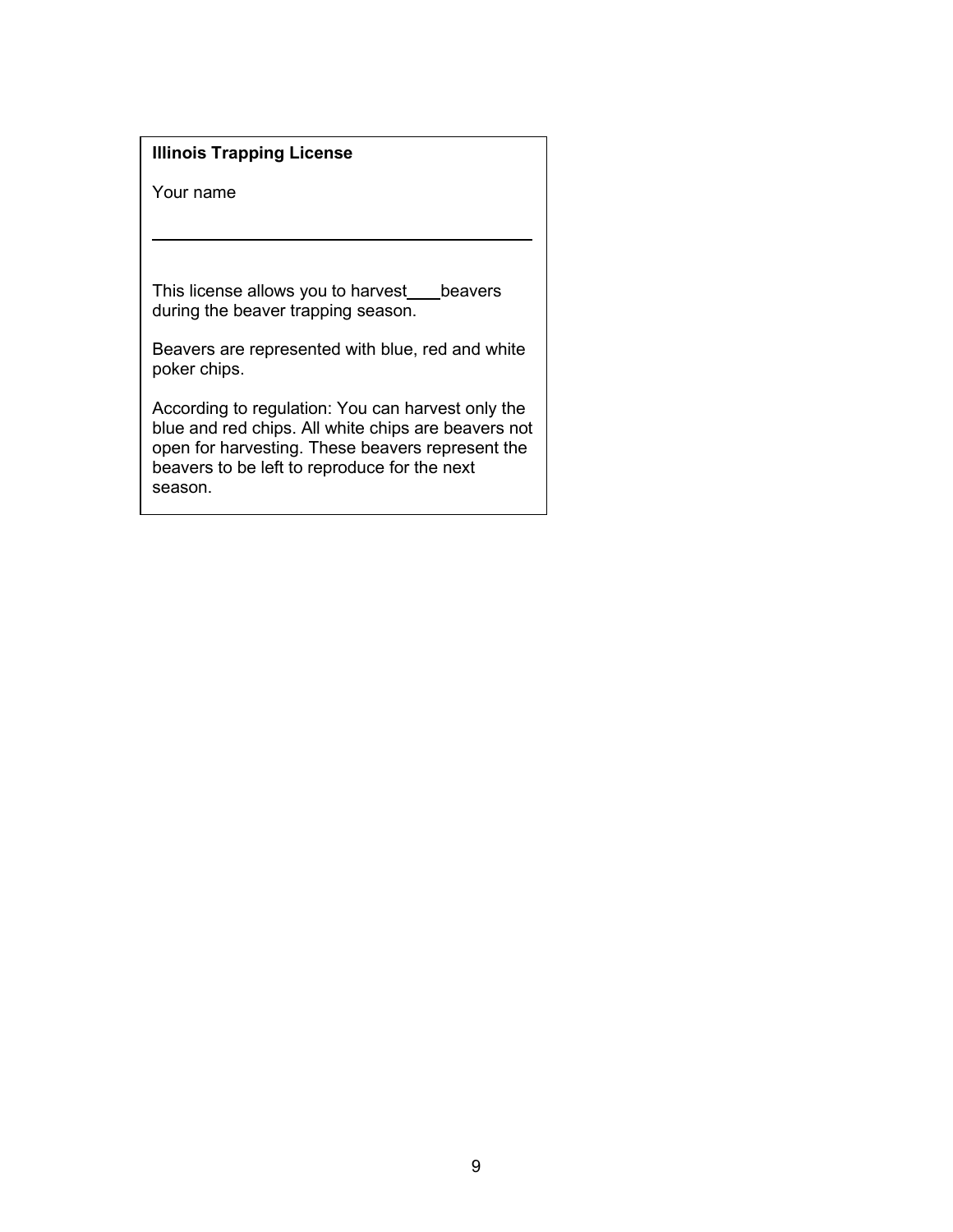**Illinois Trapping License**

Your name

\_\_\_\_\_\_\_\_\_\_\_\_\_\_\_\_\_\_\_\_\_\_\_\_\_\_\_\_\_\_\_\_\_\_\_\_\_\_\_\_

This license allows you to harvest\_\_\_\_beavers during the beaver trapping season.

Beavers are represented with blue, red and white poker chips.

According to regulation: You can harvest only the blue and red chips. All white chips are beavers not open for harvesting. These beavers represent the beavers to be left to reproduce for the next season.